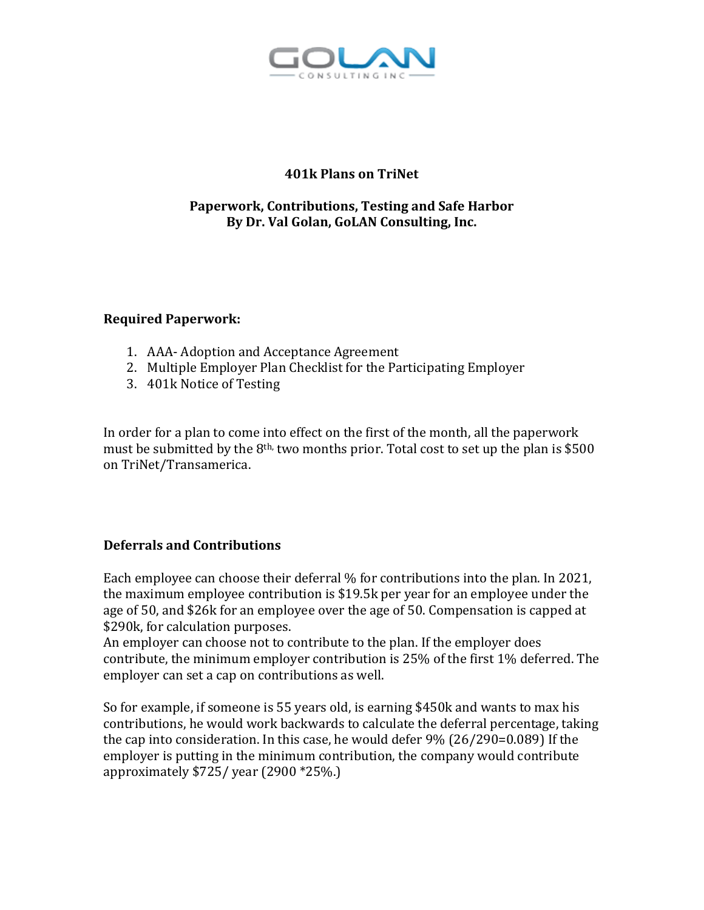# 401k Plans on TriNet

## Paperwork, Contributions, Testing and Safe Harbor
## By Dr. Val Golan, GoLAN Consulting, Inc.

### Required Paperwork:

1. AAA- Adoption and Acceptance Agreement
2. Multiple Employer Plan Checklist for the Participating Employer
3. 401k Notice of Testing

In order for a plan to come into effect on the first of the month, all the paperwork must be submitted by the 8th, two months prior. Total cost to set up the plan is $500 on TriNet/Transamerica.

### Deferrals and Contributions

Each employee can choose their deferral % for contributions into the plan. In 2021, the maximum employee contribution is $19.5k per year for an employee under the age of 50, and $26k for an employee over the age of 50. Compensation is capped at $290k, for calculation purposes.

An employer can choose not to contribute to the plan. If the employer does contribute, the minimum employer contribution is 25% of the first 1% deferred. The employer can set a cap on contributions as well.

So for example, if someone is 55 years old, is earning $450k and wants to max his contributions, he would work backwards to calculate the deferral percentage, taking the cap into consideration. In this case, he would defer 9% (26/290=0.089) If the employer is putting in the minimum contribution, the company would contribute approximately $725/ year (2900 *25%.)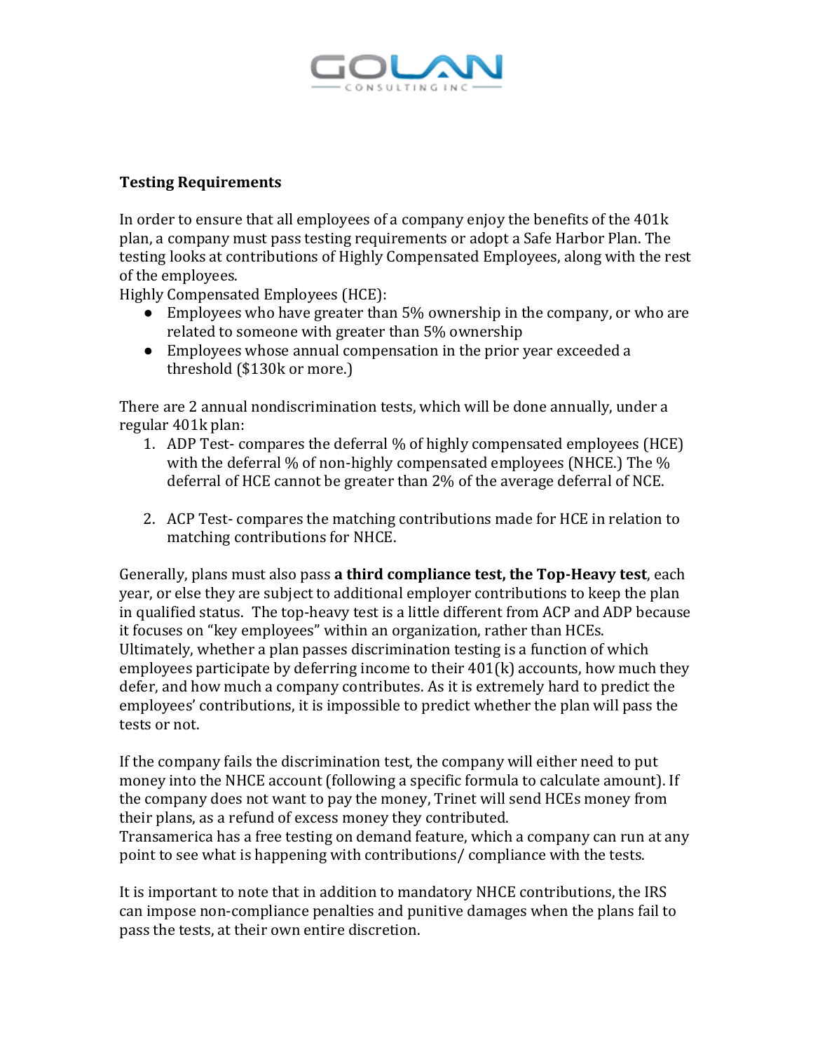**Testing Requirements**

In order to ensure that all employees of a company enjoy the benefits of the 401k plan, a company must pass testing requirements or adopt a Safe Harbor Plan. The testing looks at contributions of Highly Compensated Employees, along with the rest of the employees.

Highly Compensated Employees (HCE):

- Employees who have greater than 5% ownership in the company, or who are related to someone with greater than 5% ownership
- Employees whose annual compensation in the prior year exceeded a threshold ($130k or more.)

There are 2 annual nondiscrimination tests, which will be done annually, under a regular 401k plan:

1. ADP Test- compares the deferral % of highly compensated employees (HCE) with the deferral % of non-highly compensated employees (NHCE.) The % deferral of HCE cannot be greater than 2% of the average deferral of NCE.

2. ACP Test- compares the matching contributions made for HCE in relation to matching contributions for NHCE.

Generally, plans must also pass **a third compliance test, the Top-Heavy test**, each year, or else they are subject to additional employer contributions to keep the plan in qualified status. The top-heavy test is a little different from ACP and ADP because it focuses on "key employees" within an organization, rather than HCEs.
Ultimately, whether a plan passes discrimination testing is a function of which employees participate by deferring income to their 401(k) accounts, how much they defer, and how much a company contributes. As it is extremely hard to predict the employees' contributions, it is impossible to predict whether the plan will pass the tests or not.

If the company fails the discrimination test, the company will either need to put money into the NHCE account (following a specific formula to calculate amount). If the company does not want to pay the money, Trinet will send HCEs money from their plans, as a refund of excess money they contributed.
Transamerica has a free testing on demand feature, which a company can run at any point to see what is happening with contributions/ compliance with the tests.

It is important to note that in addition to mandatory NHCE contributions, the IRS can impose non-compliance penalties and punitive damages when the plans fail to pass the tests, at their own entire discretion.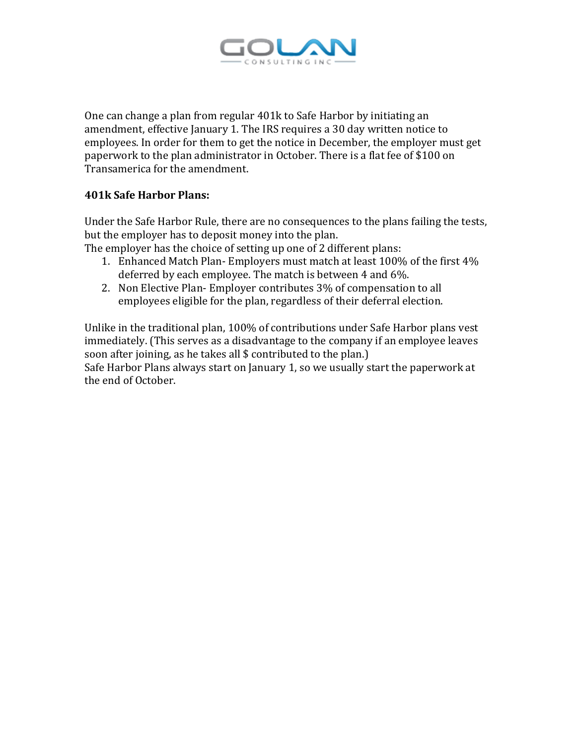One can change a plan from regular 401k to Safe Harbor by initiating an amendment, effective January 1. The IRS requires a 30 day written notice to employees. In order for them to get the notice in December, the employer must get paperwork to the plan administrator in October. There is a flat fee of $100 on Transamerica for the amendment.

**401k Safe Harbor Plans:**

Under the Safe Harbor Rule, there are no consequences to the plans failing the tests, but the employer has to deposit money into the plan.
The employer has the choice of setting up one of 2 different plans:

1. Enhanced Match Plan- Employers must match at least 100% of the first 4% deferred by each employee. The match is between 4 and 6%.
2. Non Elective Plan- Employer contributes 3% of compensation to all employees eligible for the plan, regardless of their deferral election.

Unlike in the traditional plan, 100% of contributions under Safe Harbor plans vest immediately. (This serves as a disadvantage to the company if an employee leaves soon after joining, as he takes all $ contributed to the plan.)
Safe Harbor Plans always start on January 1, so we usually start the paperwork at the end of October.